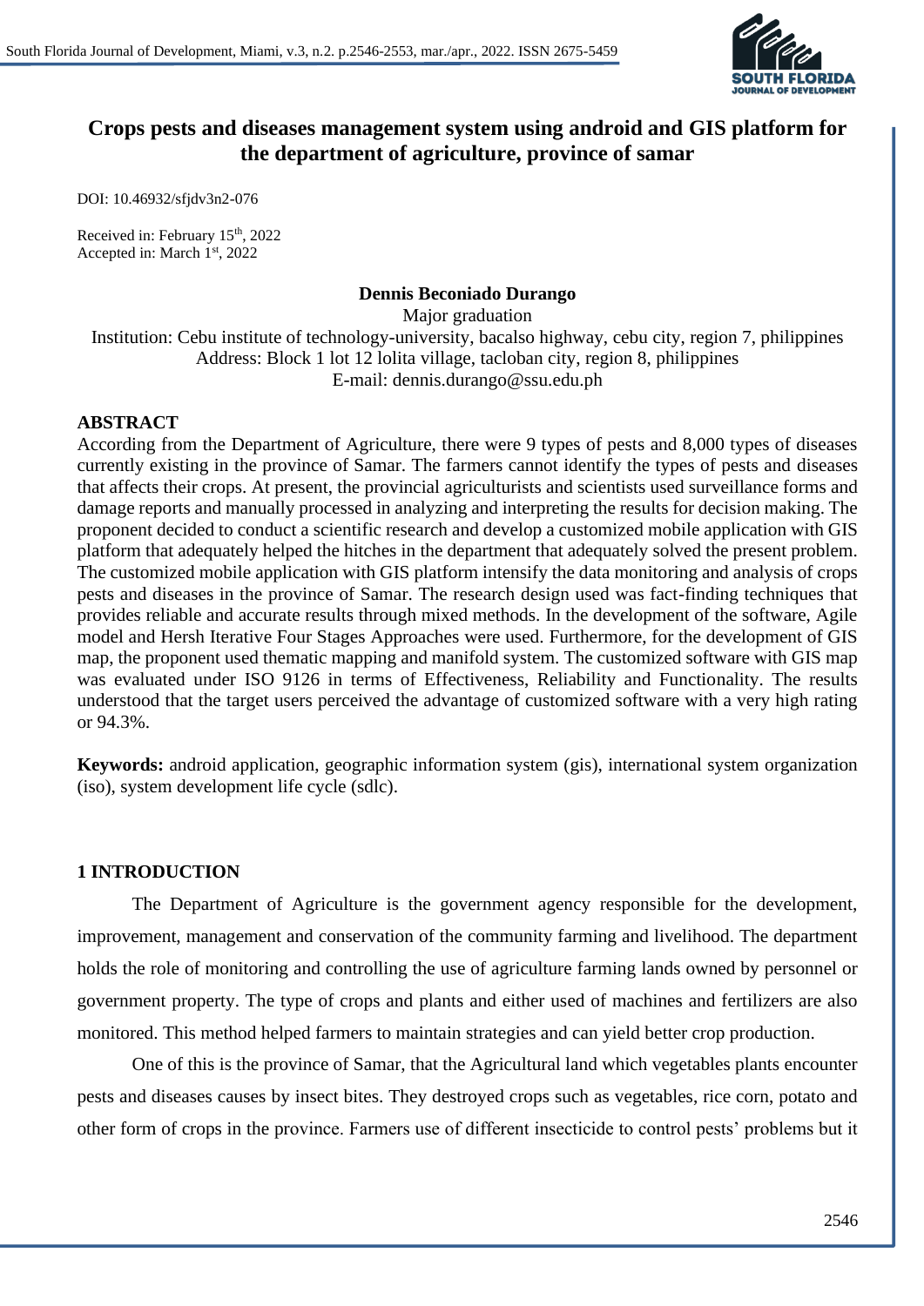# Crops pests and diseases management system using android and GIS platform for the department of agriculture, province of samar

DOI: 10.46932/sfjdv3n2-076

Received in: February 15th, 2022
Accepted in: March 1st, 2022

**Dennis Beconiado Durango**

Major graduation
Institution: Cebu institute of technology-university, bacalso highway, cebu city, region 7, philippines
Address: Block 1 lot 12 lolita village, tacloban city, region 8, philippines
E-mail: dennis.durango@ssu.edu.ph

## ABSTRACT

According from the Department of Agriculture, there were 9 types of pests and 8,000 types of diseases currently existing in the province of Samar. The farmers cannot identify the types of pests and diseases that affects their crops. At present, the provincial agriculturists and scientists used surveillance forms and damage reports and manually processed in analyzing and interpreting the results for decision making. The proponent decided to conduct a scientific research and develop a customized mobile application with GIS platform that adequately helped the hitches in the department that adequately solved the present problem. The customized mobile application with GIS platform intensify the data monitoring and analysis of crops pests and diseases in the province of Samar. The research design used was fact-finding techniques that provides reliable and accurate results through mixed methods. In the development of the software, Agile model and Hersh Iterative Four Stages Approaches were used. Furthermore, for the development of GIS map, the proponent used thematic mapping and manifold system. The customized software with GIS map was evaluated under ISO 9126 in terms of Effectiveness, Reliability and Functionality. The results understood that the target users perceived the advantage of customized software with a very high rating or 94.3%.

**Keywords:** android application, geographic information system (gis), international system organization (iso), system development life cycle (sdlc).

## 1 INTRODUCTION

The Department of Agriculture is the government agency responsible for the development, improvement, management and conservation of the community farming and livelihood. The department holds the role of monitoring and controlling the use of agriculture farming lands owned by personnel or government property. The type of crops and plants and either used of machines and fertilizers are also monitored. This method helped farmers to maintain strategies and can yield better crop production.

One of this is the province of Samar, that the Agricultural land which vegetables plants encounter pests and diseases causes by insect bites. They destroyed crops such as vegetables, rice corn, potato and other form of crops in the province. Farmers use of different insecticide to control pests' problems but it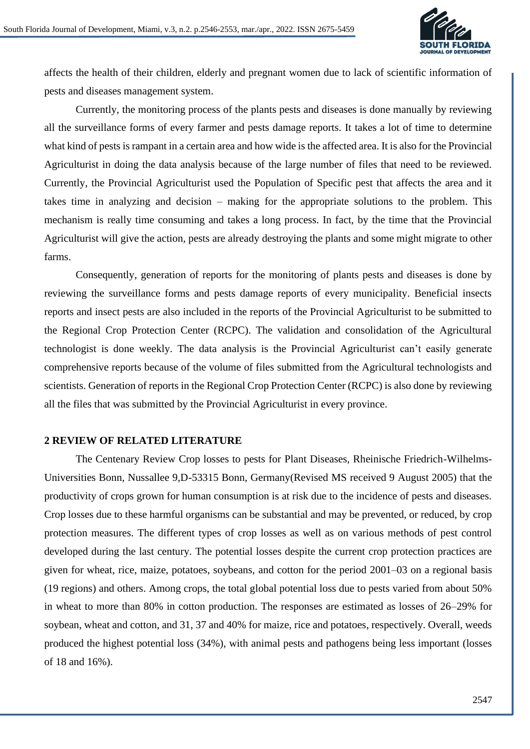affects the health of their children, elderly and pregnant women due to lack of scientific information of pests and diseases management system.

Currently, the monitoring process of the plants pests and diseases is done manually by reviewing all the surveillance forms of every farmer and pests damage reports. It takes a lot of time to determine what kind of pests is rampant in a certain area and how wide is the affected area. It is also for the Provincial Agriculturist in doing the data analysis because of the large number of files that need to be reviewed. Currently, the Provincial Agriculturist used the Population of Specific pest that affects the area and it takes time in analyzing and decision – making for the appropriate solutions to the problem. This mechanism is really time consuming and takes a long process. In fact, by the time that the Provincial Agriculturist will give the action, pests are already destroying the plants and some might migrate to other farms.

Consequently, generation of reports for the monitoring of plants pests and diseases is done by reviewing the surveillance forms and pests damage reports of every municipality. Beneficial insects reports and insect pests are also included in the reports of the Provincial Agriculturist to be submitted to the Regional Crop Protection Center (RCPC). The validation and consolidation of the Agricultural technologist is done weekly. The data analysis is the Provincial Agriculturist can't easily generate comprehensive reports because of the volume of files submitted from the Agricultural technologists and scientists. Generation of reports in the Regional Crop Protection Center (RCPC) is also done by reviewing all the files that was submitted by the Provincial Agriculturist in every province.

## 2 REVIEW OF RELATED LITERATURE

The Centenary Review Crop losses to pests for Plant Diseases, Rheinische Friedrich-Wilhelms-Universities Bonn, Nussallee 9,D-53315 Bonn, Germany(Revised MS received 9 August 2005) that the productivity of crops grown for human consumption is at risk due to the incidence of pests and diseases. Crop losses due to these harmful organisms can be substantial and may be prevented, or reduced, by crop protection measures. The different types of crop losses as well as on various methods of pest control developed during the last century. The potential losses despite the current crop protection practices are given for wheat, rice, maize, potatoes, soybeans, and cotton for the period 2001–03 on a regional basis (19 regions) and others. Among crops, the total global potential loss due to pests varied from about 50% in wheat to more than 80% in cotton production. The responses are estimated as losses of 26–29% for soybean, wheat and cotton, and 31, 37 and 40% for maize, rice and potatoes, respectively. Overall, weeds produced the highest potential loss (34%), with animal pests and pathogens being less important (losses of 18 and 16%).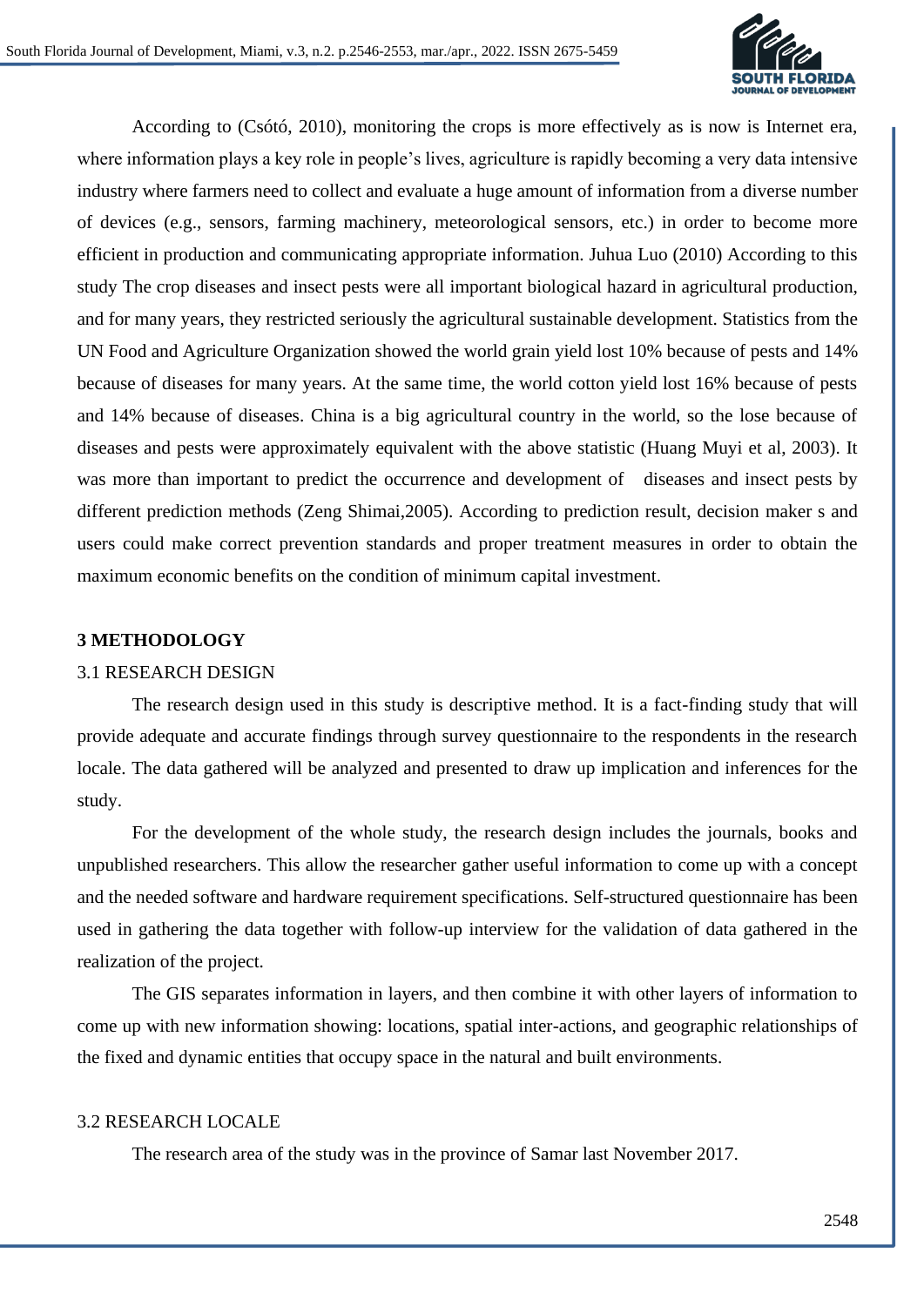According to (Csótó, 2010), monitoring the crops is more effectively as is now is Internet era, where information plays a key role in people's lives, agriculture is rapidly becoming a very data intensive industry where farmers need to collect and evaluate a huge amount of information from a diverse number of devices (e.g., sensors, farming machinery, meteorological sensors, etc.) in order to become more efficient in production and communicating appropriate information. Juhua Luo (2010) According to this study The crop diseases and insect pests were all important biological hazard in agricultural production, and for many years, they restricted seriously the agricultural sustainable development. Statistics from the UN Food and Agriculture Organization showed the world grain yield lost 10% because of pests and 14% because of diseases for many years. At the same time, the world cotton yield lost 16% because of pests and 14% because of diseases. China is a big agricultural country in the world, so the lose because of diseases and pests were approximately equivalent with the above statistic (Huang Muyi et al, 2003). It was more than important to predict the occurrence and development of diseases and insect pests by different prediction methods (Zeng Shimai,2005). According to prediction result, decision maker s and users could make correct prevention standards and proper treatment measures in order to obtain the maximum economic benefits on the condition of minimum capital investment.

## 3 METHODOLOGY

### 3.1 RESEARCH DESIGN

The research design used in this study is descriptive method. It is a fact-finding study that will provide adequate and accurate findings through survey questionnaire to the respondents in the research locale. The data gathered will be analyzed and presented to draw up implication and inferences for the study.

For the development of the whole study, the research design includes the journals, books and unpublished researchers. This allow the researcher gather useful information to come up with a concept and the needed software and hardware requirement specifications. Self-structured questionnaire has been used in gathering the data together with follow-up interview for the validation of data gathered in the realization of the project.

The GIS separates information in layers, and then combine it with other layers of information to come up with new information showing: locations, spatial inter-actions, and geographic relationships of the fixed and dynamic entities that occupy space in the natural and built environments.

### 3.2 RESEARCH LOCALE

The research area of the study was in the province of Samar last November 2017.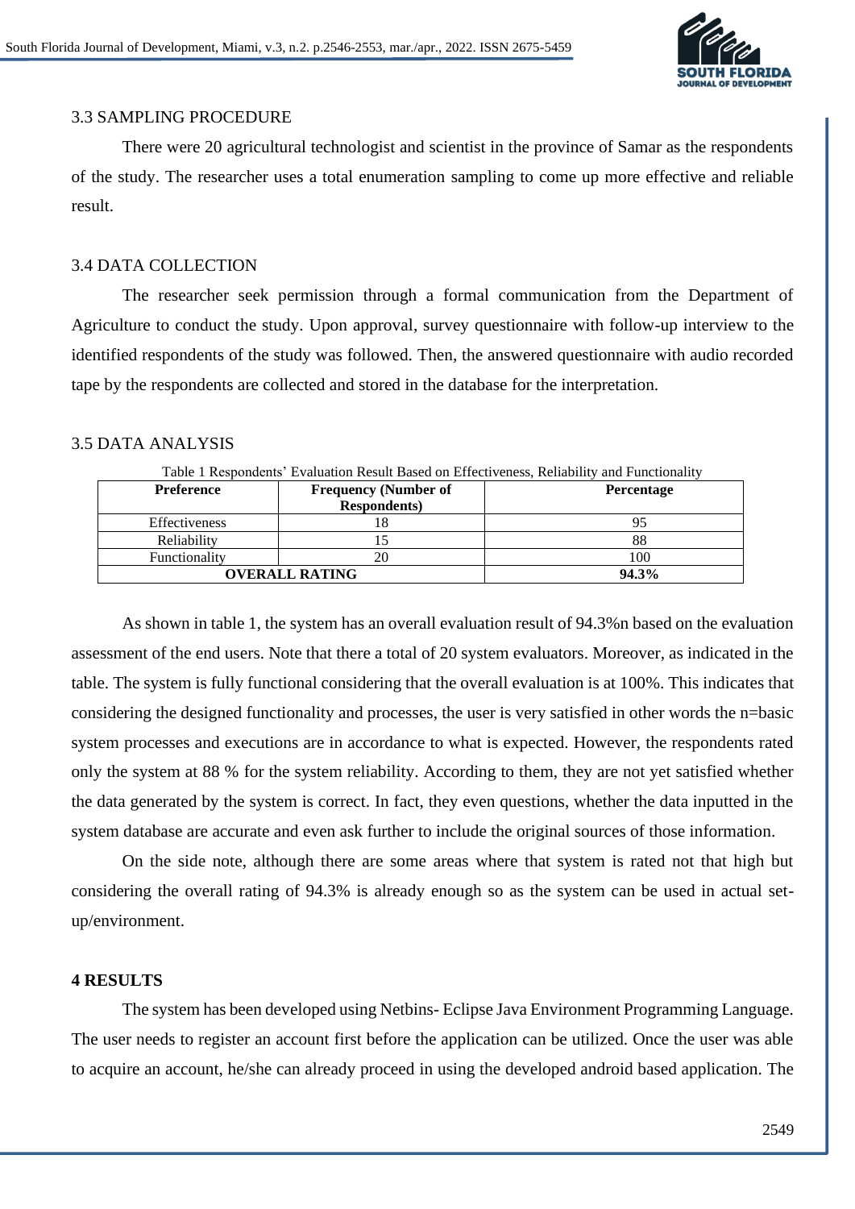### 3.3 SAMPLING PROCEDURE

There were 20 agricultural technologist and scientist in the province of Samar as the respondents of the study. The researcher uses a total enumeration sampling to come up more effective and reliable result.

### 3.4 DATA COLLECTION

The researcher seek permission through a formal communication from the Department of Agriculture to conduct the study. Upon approval, survey questionnaire with follow-up interview to the identified respondents of the study was followed. Then, the answered questionnaire with audio recorded tape by the respondents are collected and stored in the database for the interpretation.

### 3.5 DATA ANALYSIS

Table 1 Respondents' Evaluation Result Based on Effectiveness, Reliability and Functionality

| Preference | Frequency (Number of Respondents) | Percentage |
|---|---|---|
| Effectiveness | 18 | 95 |
| Reliability | 15 | 88 |
| Functionality | 20 | 100 |
| **OVERALL RATING** | | **94.3%** |

As shown in table 1, the system has an overall evaluation result of 94.3%n based on the evaluation assessment of the end users. Note that there a total of 20 system evaluators. Moreover, as indicated in the table. The system is fully functional considering that the overall evaluation is at 100%. This indicates that considering the designed functionality and processes, the user is very satisfied in other words the n=basic system processes and executions are in accordance to what is expected. However, the respondents rated only the system at 88 % for the system reliability. According to them, they are not yet satisfied whether the data generated by the system is correct. In fact, they even questions, whether the data inputted in the system database are accurate and even ask further to include the original sources of those information.

On the side note, although there are some areas where that system is rated not that high but considering the overall rating of 94.3% is already enough so as the system can be used in actual set-up/environment.

## 4 RESULTS

The system has been developed using Netbins- Eclipse Java Environment Programming Language. The user needs to register an account first before the application can be utilized. Once the user was able to acquire an account, he/she can already proceed in using the developed android based application. The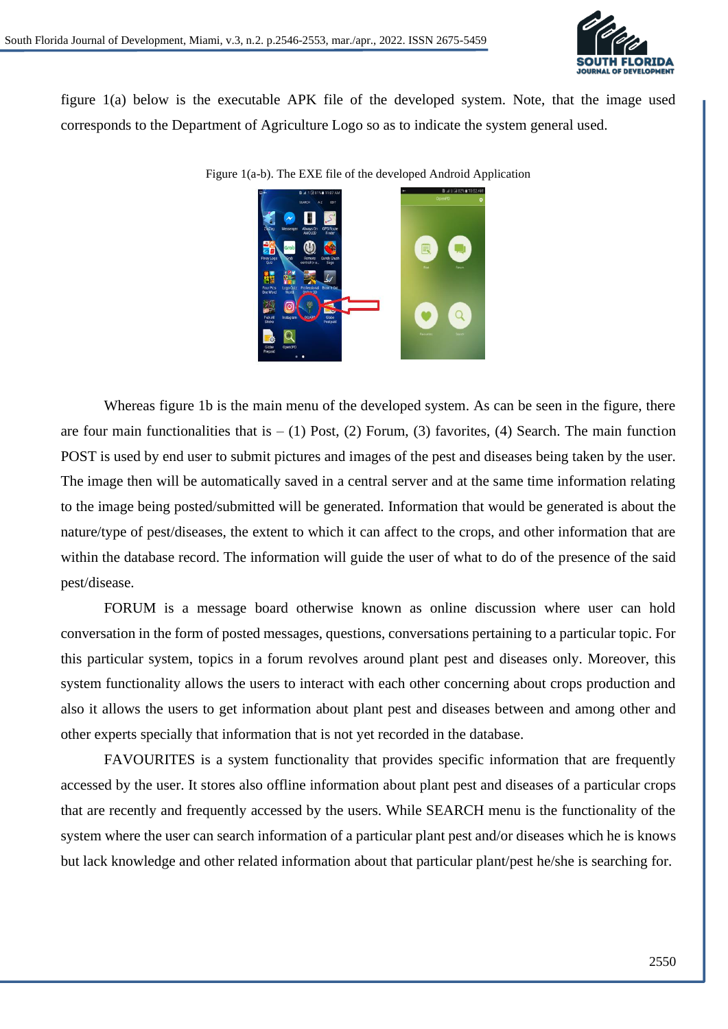figure 1(a) below is the executable APK file of the developed system. Note, that the image used corresponds to the Department of Agriculture Logo so as to indicate the system general used.

Figure 1(a-b). The EXE file of the developed Android Application

Whereas figure 1b is the main menu of the developed system. As can be seen in the figure, there are four main functionalities that is – (1) Post, (2) Forum, (3) favorites, (4) Search. The main function POST is used by end user to submit pictures and images of the pest and diseases being taken by the user. The image then will be automatically saved in a central server and at the same time information relating to the image being posted/submitted will be generated. Information that would be generated is about the nature/type of pest/diseases, the extent to which it can affect to the crops, and other information that are within the database record. The information will guide the user of what to do of the presence of the said pest/disease.

FORUM is a message board otherwise known as online discussion where user can hold conversation in the form of posted messages, questions, conversations pertaining to a particular topic. For this particular system, topics in a forum revolves around plant pest and diseases only. Moreover, this system functionality allows the users to interact with each other concerning about crops production and also it allows the users to get information about plant pest and diseases between and among other and other experts specially that information that is not yet recorded in the database.

FAVOURITES is a system functionality that provides specific information that are frequently accessed by the user. It stores also offline information about plant pest and diseases of a particular crops that are recently and frequently accessed by the users. While SEARCH menu is the functionality of the system where the user can search information of a particular plant pest and/or diseases which he is knows but lack knowledge and other related information about that particular plant/pest he/she is searching for.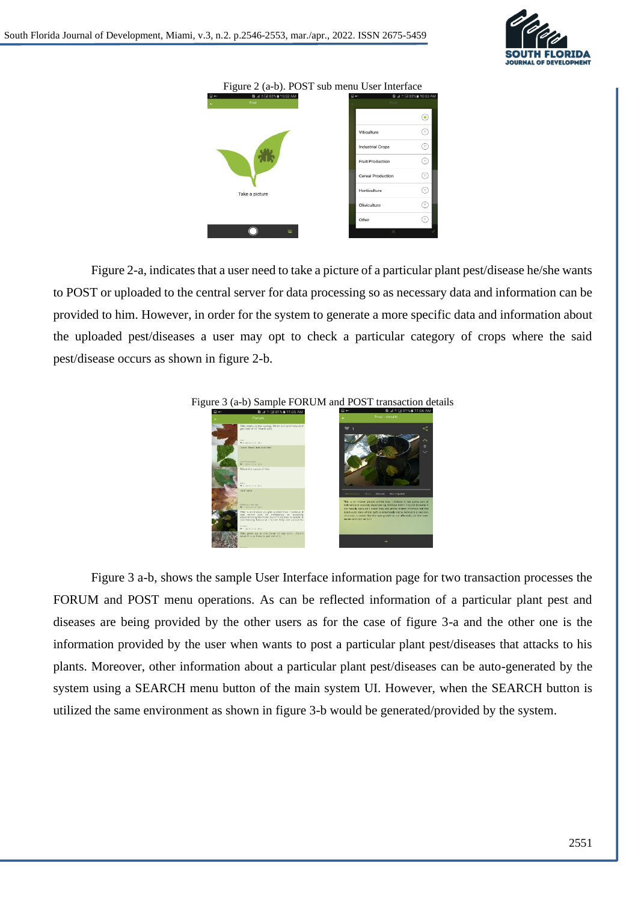Figure 2 (a-b). POST sub menu User Interface

Figure 2-a, indicates that a user need to take a picture of a particular plant pest/disease he/she wants to POST or uploaded to the central server for data processing so as necessary data and information can be provided to him. However, in order for the system to generate a more specific data and information about the uploaded pest/diseases a user may opt to check a particular category of crops where the said pest/disease occurs as shown in figure 2-b.

Figure 3 (a-b) Sample FORUM and POST transaction details

Figure 3 a-b, shows the sample User Interface information page for two transaction processes the FORUM and POST menu operations. As can be reflected information of a particular plant pest and diseases are being provided by the other users as for the case of figure 3-a and the other one is the information provided by the user when wants to post a particular plant pest/diseases that attacks to his plants. Moreover, other information about a particular plant pest/diseases can be auto-generated by the system using a SEARCH menu button of the main system UI. However, when the SEARCH button is utilized the same environment as shown in figure 3-b would be generated/provided by the system.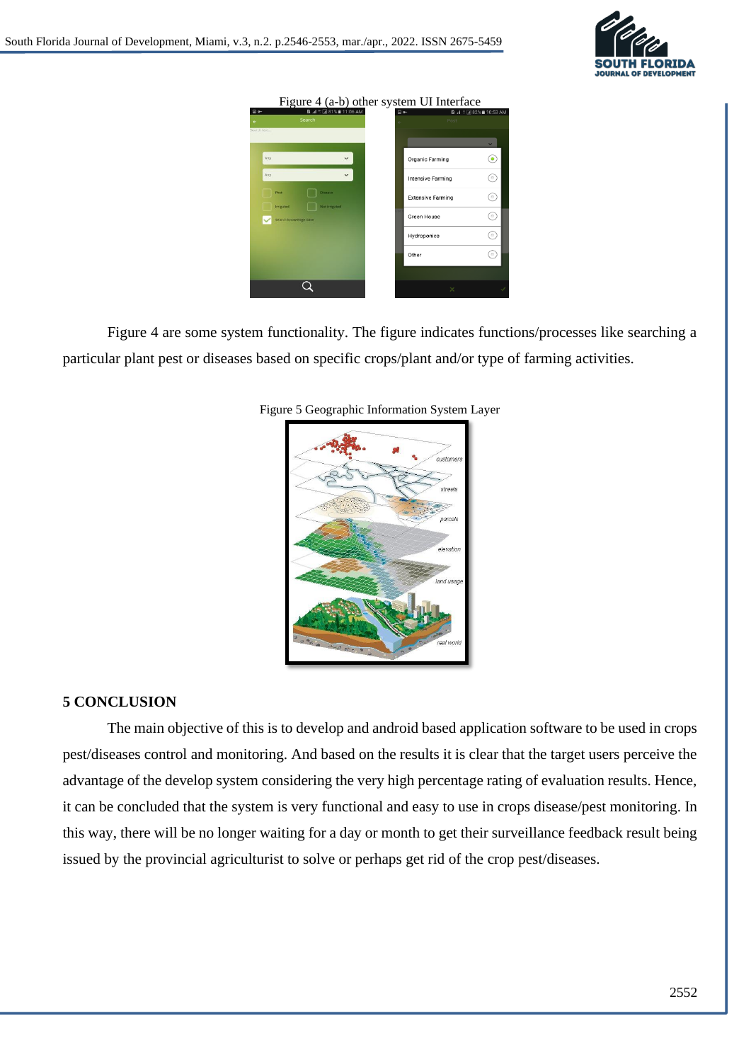Figure 4 (a-b) other system UI Interface

Figure 4 are some system functionality. The figure indicates functions/processes like searching a particular plant pest or diseases based on specific crops/plant and/or type of farming activities.

Figure 5 Geographic Information System Layer

## 5 CONCLUSION

The main objective of this is to develop and android based application software to be used in crops pest/diseases control and monitoring. And based on the results it is clear that the target users perceive the advantage of the develop system considering the very high percentage rating of evaluation results. Hence, it can be concluded that the system is very functional and easy to use in crops disease/pest monitoring. In this way, there will be no longer waiting for a day or month to get their surveillance feedback result being issued by the provincial agriculturist to solve or perhaps get rid of the crop pest/diseases.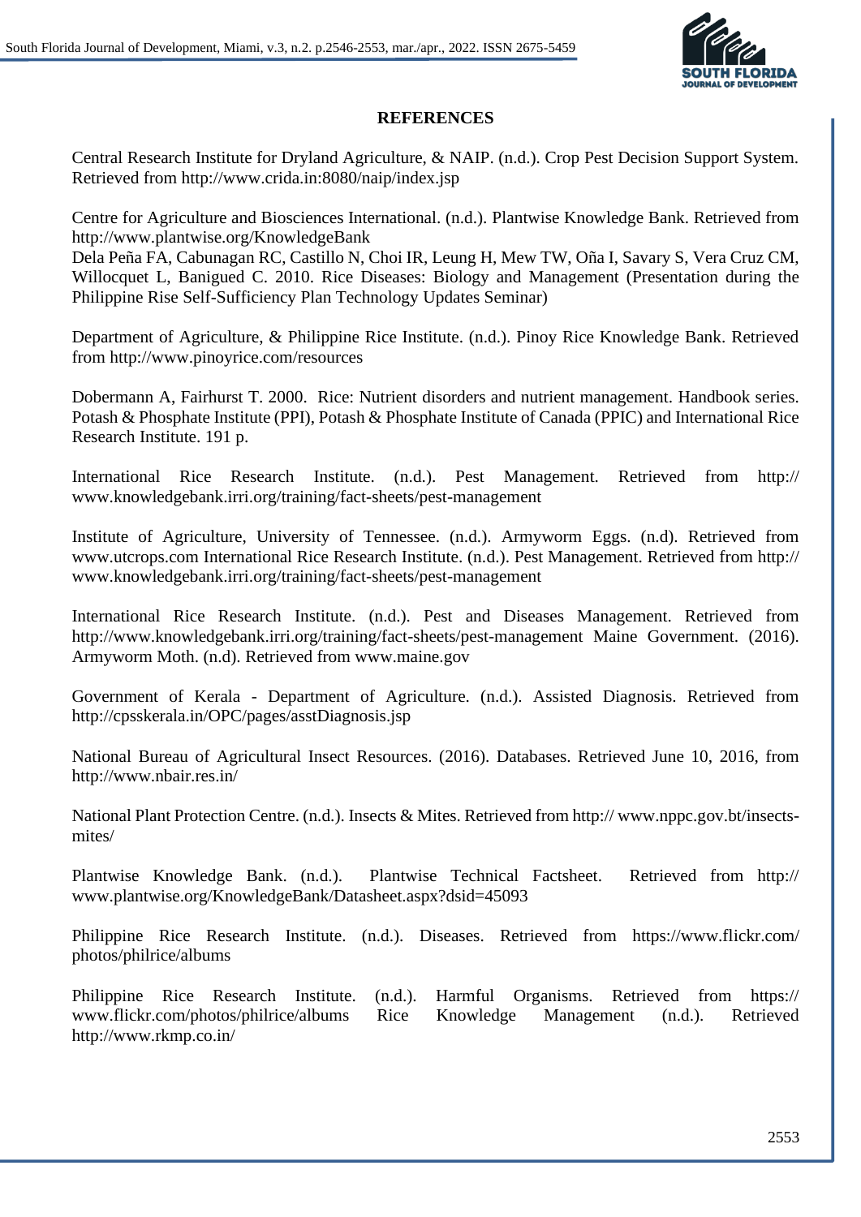**REFERENCES**

Central Research Institute for Dryland Agriculture, & NAIP. (n.d.). Crop Pest Decision Support System. Retrieved from http://www.crida.in:8080/naip/index.jsp

Centre for Agriculture and Biosciences International. (n.d.). Plantwise Knowledge Bank. Retrieved from http://www.plantwise.org/KnowledgeBank
Dela Peña FA, Cabunagan RC, Castillo N, Choi IR, Leung H, Mew TW, Oña I, Savary S, Vera Cruz CM, Willocquet L, Banigued C. 2010. Rice Diseases: Biology and Management (Presentation during the Philippine Rise Self-Sufficiency Plan Technology Updates Seminar)

Department of Agriculture, & Philippine Rice Institute. (n.d.). Pinoy Rice Knowledge Bank. Retrieved from http://www.pinoyrice.com/resources

Dobermann A, Fairhurst T. 2000. Rice: Nutrient disorders and nutrient management. Handbook series. Potash & Phosphate Institute (PPI), Potash & Phosphate Institute of Canada (PPIC) and International Rice Research Institute. 191 p.

International Rice Research Institute. (n.d.). Pest Management. Retrieved from http:// www.knowledgebank.irri.org/training/fact-sheets/pest-management

Institute of Agriculture, University of Tennessee. (n.d.). Armyworm Eggs. (n.d). Retrieved from www.utcrops.com International Rice Research Institute. (n.d.). Pest Management. Retrieved from http:// www.knowledgebank.irri.org/training/fact-sheets/pest-management

International Rice Research Institute. (n.d.). Pest and Diseases Management. Retrieved from http://www.knowledgebank.irri.org/training/fact-sheets/pest-management Maine Government. (2016). Armyworm Moth. (n.d). Retrieved from www.maine.gov

Government of Kerala - Department of Agriculture. (n.d.). Assisted Diagnosis. Retrieved from http://cpsskerala.in/OPC/pages/asstDiagnosis.jsp

National Bureau of Agricultural Insect Resources. (2016). Databases. Retrieved June 10, 2016, from http://www.nbair.res.in/

National Plant Protection Centre. (n.d.). Insects & Mites. Retrieved from http:// www.nppc.gov.bt/insects-mites/

Plantwise Knowledge Bank. (n.d.). Plantwise Technical Factsheet. Retrieved from http:// www.plantwise.org/KnowledgeBank/Datasheet.aspx?dsid=45093

Philippine Rice Research Institute. (n.d.). Diseases. Retrieved from https://www.flickr.com/ photos/philrice/albums

Philippine Rice Research Institute. (n.d.). Harmful Organisms. Retrieved from https:// www.flickr.com/photos/philrice/albums Rice Knowledge Management (n.d.). Retrieved http://www.rkmp.co.in/